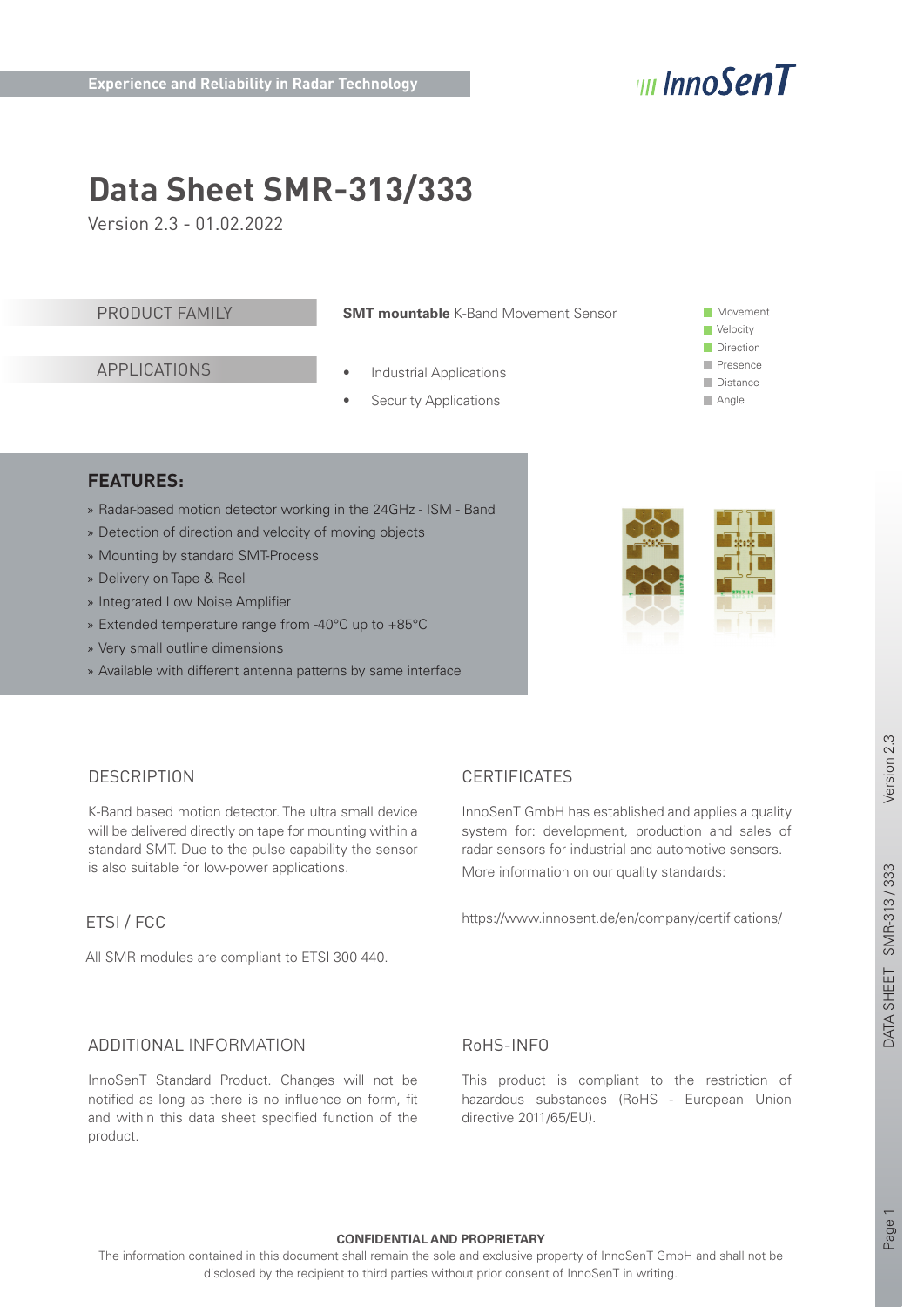Experience and Reliability in Radar Technology

InnoSenT

# Data Sheet SMR-313/333

Version 2.3 - 01.02.2022

| PRODUCT FAMILY | **SMT mountable** K-Band Movement Sensor |
|---|---|
| APPLICATIONS | • Industrial Applications<br>• Security Applications |

- Movement
- Velocity
- Direction
- Presence
- Distance
- Angle

## FEATURES:

» Radar-based motion detector working in the 24GHz - ISM - Band
» Detection of direction and velocity of moving objects
» Mounting by standard SMT-Process
» Delivery on Tape & Reel
» Integrated Low Noise Amplifier
» Extended temperature range from -40°C up to +85°C
» Very small outline dimensions
» Available with different antenna patterns by same interface

## DESCRIPTION

K-Band based motion detector. The ultra small device will be delivered directly on tape for mounting within a standard SMT. Due to the pulse capability the sensor is also suitable for low-power applications.

## ETSI / FCC

All SMR modules are compliant to ETSI 300 440.

## CERTIFICATES

InnoSenT GmbH has established and applies a quality system for: development, production and sales of radar sensors for industrial and automotive sensors.

More information on our quality standards:

https://www.innosent.de/en/company/certifications/

## ADDITIONAL INFORMATION

InnoSenT Standard Product. Changes will not be notified as long as there is no influence on form, fit and within this data sheet specified function of the product.

## RoHS-INFO

This product is compliant to the restriction of hazardous substances (RoHS - European Union directive 2011/65/EU).

**CONFIDENTIAL AND PROPRIETARY**

The information contained in this document shall remain the sole and exclusive property of InnoSenT GmbH and shall not be disclosed by the recipient to third parties without prior consent of InnoSenT in writing.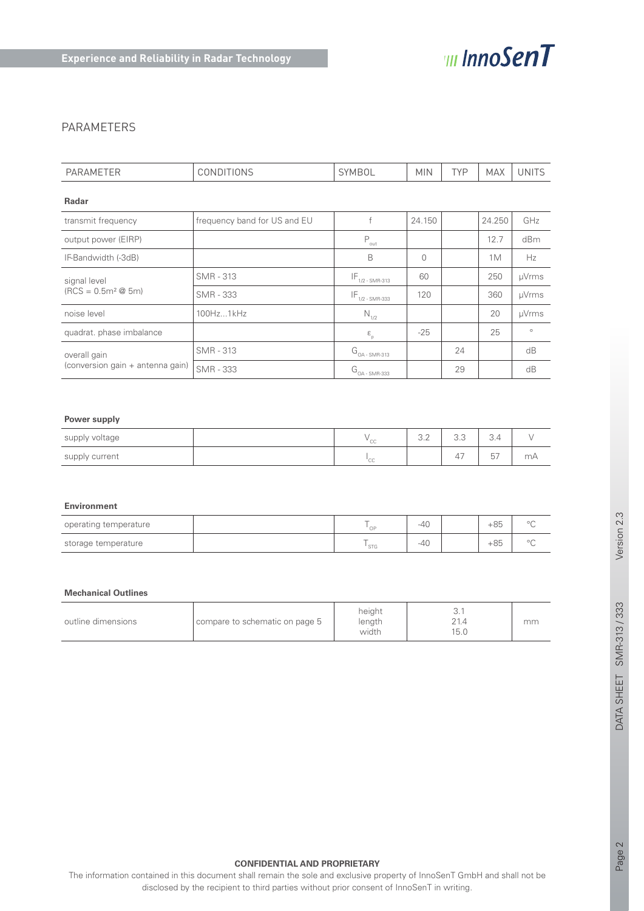## PARAMETERS

| PARAMETER | CONDITIONS | SYMBOL | MIN | TYP | MAX | UNITS |
|---|---|---|---|---|---|---|
| **Radar** | | | | | | |
| transmit frequency | frequency band for US and EU | f | 24.150 | | 24.250 | GHz |
| output power (EIRP) | | $P_{out}$ | | | 12.7 | dBm |
| IF-Bandwidth (-3dB) | | B | 0 | | 1M | Hz |
| signal level (RCS = 0.5m² @ 5m) | SMR - 313 | $IF_{1/2 - SMR-313}$ | 60 | | 250 | µVrms |
| | SMR - 333 | $IF_{1/2 - SMR-333}$ | 120 | | 360 | µVrms |
| noise level | 100Hz...1kHz | $N_{1/2}$ | | | 20 | µVrms |
| quadrat. phase imbalance | | $\varepsilon_p$ | -25 | | 25 | ° |
| overall gain (conversion gain + antenna gain) | SMR - 313 | $G_{OA - SMR-313}$ | | 24 | | dB |
| | SMR - 333 | $G_{OA - SMR-333}$ | | 29 | | dB |
| **Power supply** | | | | | | |
| supply voltage | | $V_{CC}$ | 3.2 | 3.3 | 3.4 | V |
| supply current | | $I_{CC}$ | | 47 | 57 | mA |
| **Environment** | | | | | | |
| operating temperature | | $T_{OP}$ | -40 | | +85 | °C |
| storage temperature | | $T_{STG}$ | -40 | | +85 | °C |
| **Mechanical Outlines** | | | | | | |
| outline dimensions | compare to schematic on page 5 | height / length / width | | 3.1 / 21.4 / 15.0 | | mm |

**CONFIDENTIAL AND PROPRIETARY**

The information contained in this document shall remain the sole and exclusive property of InnoSenT GmbH and shall not be disclosed by the recipient to third parties without prior consent of InnoSenT in writing.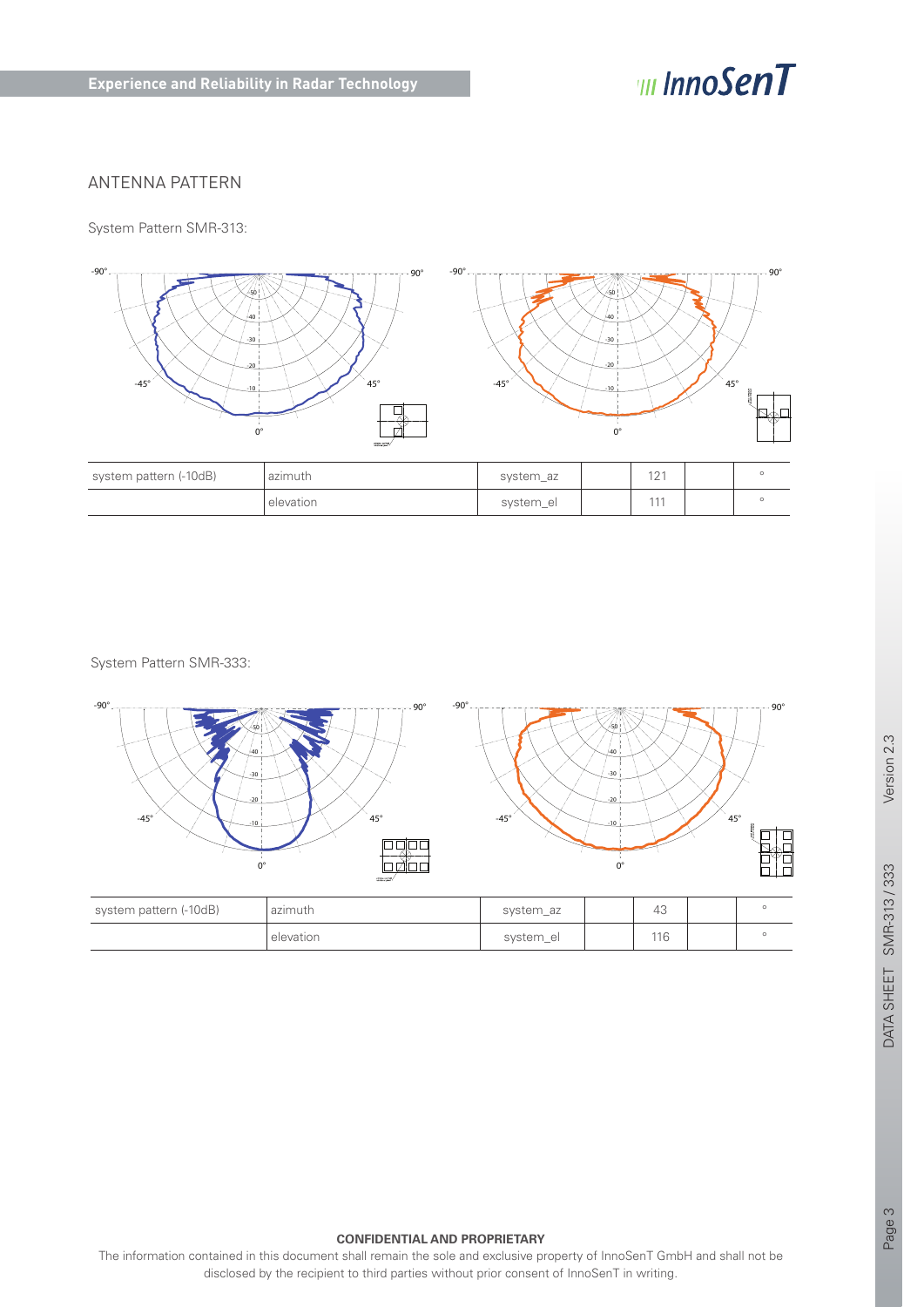## ANTENNA PATTERN

System Pattern SMR-313:

| system pattern (-10dB) | azimuth | system_az | | 121 | | ° |
|---|---|---|---|---|---|---|
| | elevation | system_el | | 111 | | ° |

System Pattern SMR-333:

| system pattern (-10dB) | azimuth | system_az | | 43 | | ° |
|---|---|---|---|---|---|---|
| | elevation | system_el | | 116 | | ° |

**CONFIDENTIAL AND PROPRIETARY**

The information contained in this document shall remain the sole and exclusive property of InnoSenT GmbH and shall not be disclosed by the recipient to third parties without prior consent of InnoSenT in writing.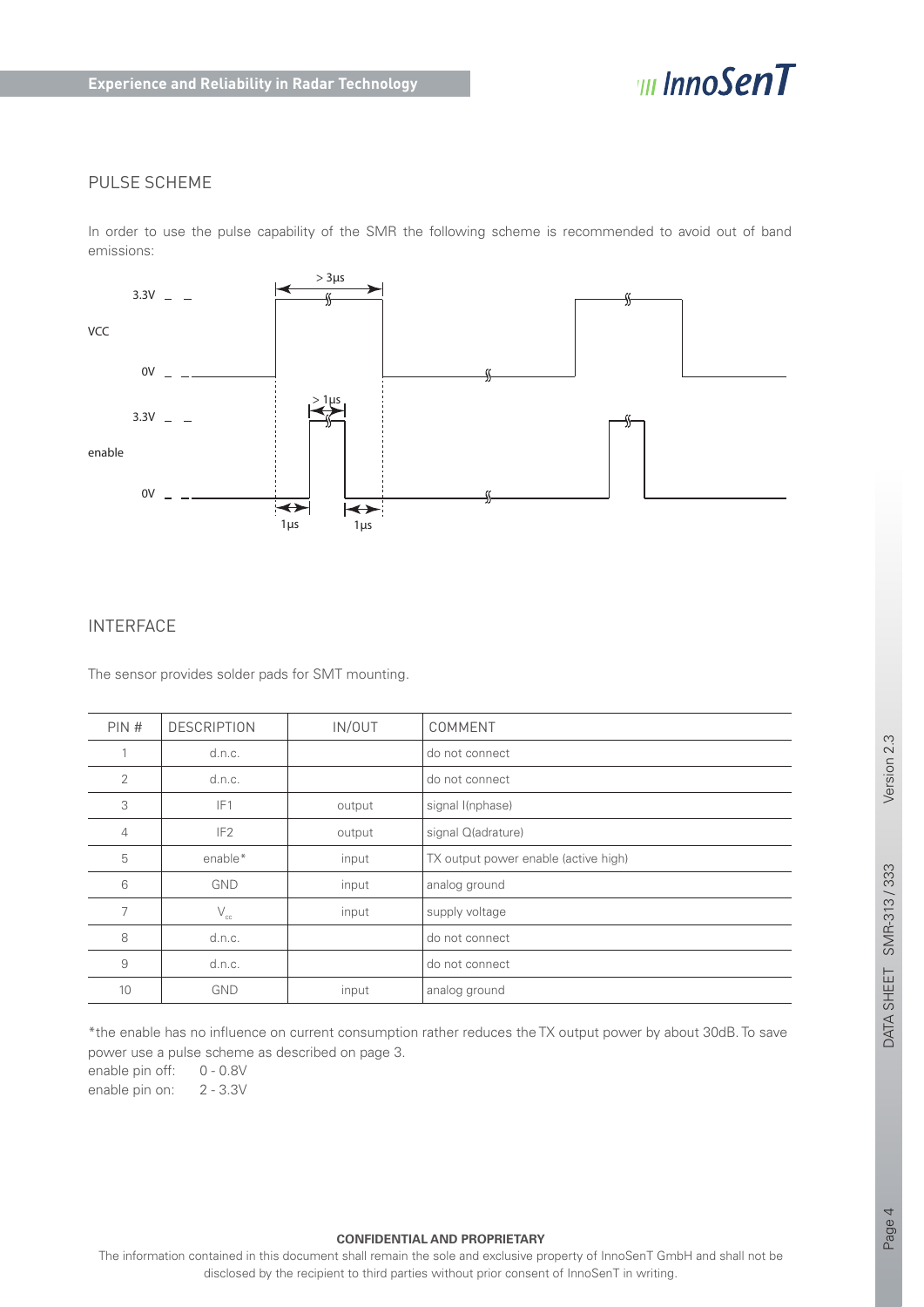## PULSE SCHEME

In order to use the pulse capability of the SMR the following scheme is recommended to avoid out of band emissions:

## INTERFACE

The sensor provides solder pads for SMT mounting.

| PIN # | DESCRIPTION | IN/OUT | COMMENT |
|---|---|---|---|
| 1 | d.n.c. | | do not connect |
| 2 | d.n.c. | | do not connect |
| 3 | IF1 | output | signal I(nphase) |
| 4 | IF2 | output | signal Q(adrature) |
| 5 | enable* | input | TX output power enable (active high) |
| 6 | GND | input | analog ground |
| 7 | $V_{cc}$ | input | supply voltage |
| 8 | d.n.c. | | do not connect |
| 9 | d.n.c. | | do not connect |
| 10 | GND | input | analog ground |

*the enable has no influence on current consumption rather reduces the TX output power by about 30dB. To save power use a pulse scheme as described on page 3.

enable pin off: 0 - 0.8V
enable pin on: 2 - 3.3V

**CONFIDENTIAL AND PROPRIETARY**

The information contained in this document shall remain the sole and exclusive property of InnoSenT GmbH and shall not be disclosed by the recipient to third parties without prior consent of InnoSenT in writing.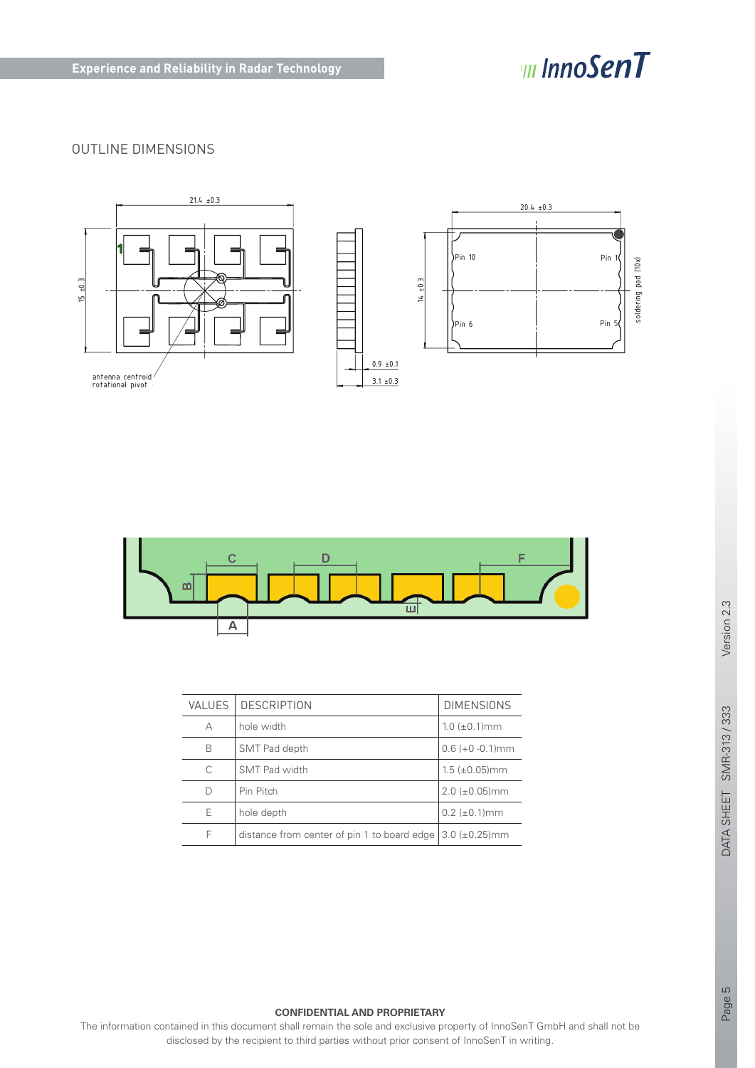## OUTLINE DIMENSIONS

| VALUES | DESCRIPTION | DIMENSIONS |
|---|---|---|
| A | hole width | 1.0 (±0.1)mm |
| B | SMT Pad depth | 0.6 (+0 -0.1)mm |
| C | SMT Pad width | 1.5 (±0.05)mm |
| D | Pin Pitch | 2.0 (±0.05)mm |
| E | hole depth | 0.2 (±0.1)mm |
| F | distance from center of pin 1 to board edge | 3.0 (±0.25)mm |

**CONFIDENTIAL AND PROPRIETARY**

The information contained in this document shall remain the sole and exclusive property of InnoSenT GmbH and shall not be disclosed by the recipient to third parties without prior consent of InnoSenT in writing.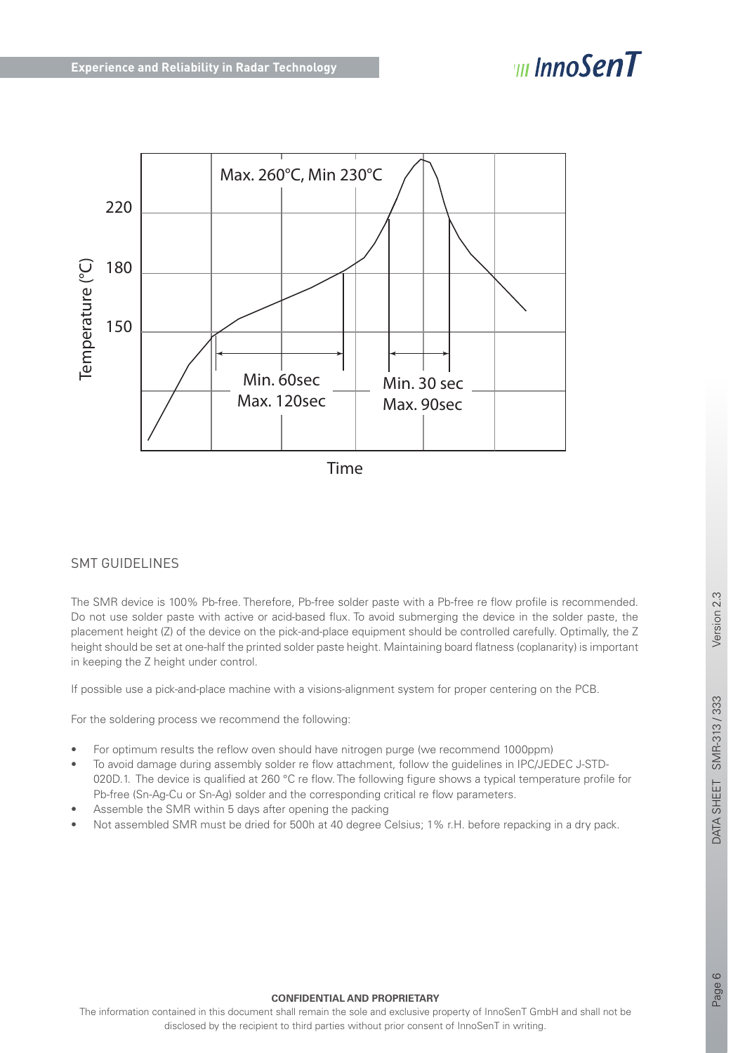Max. 260°C, Min 230°C

Temperature (°C): 220, 180, 150

Min. 60sec
Max. 120sec

Min. 30 sec
Max. 90sec

Time

## SMT GUIDELINES

The SMR device is 100% Pb-free. Therefore, Pb-free solder paste with a Pb-free re flow profile is recommended. Do not use solder paste with active or acid-based flux. To avoid submerging the device in the solder paste, the placement height (Z) of the device on the pick-and-place equipment should be controlled carefully. Optimally, the Z height should be set at one-half the printed solder paste height. Maintaining board flatness (coplanarity) is important in keeping the Z height under control.

If possible use a pick-and-place machine with a visions-alignment system for proper centering on the PCB.

For the soldering process we recommend the following:

- For optimum results the reflow oven should have nitrogen purge (we recommend 1000ppm)
- To avoid damage during assembly solder re flow attachment, follow the guidelines in IPC/JEDEC J-STD-020D.1. The device is qualified at 260 °C re flow. The following figure shows a typical temperature profile for Pb-free (Sn-Ag-Cu or Sn-Ag) solder and the corresponding critical re flow parameters.
- Assemble the SMR within 5 days after opening the packing
- Not assembled SMR must be dried for 500h at 40 degree Celsius; 1% r.H. before repacking in a dry pack.

**CONFIDENTIAL AND PROPRIETARY**

The information contained in this document shall remain the sole and exclusive property of InnoSenT GmbH and shall not be disclosed by the recipient to third parties without prior consent of InnoSenT in writing.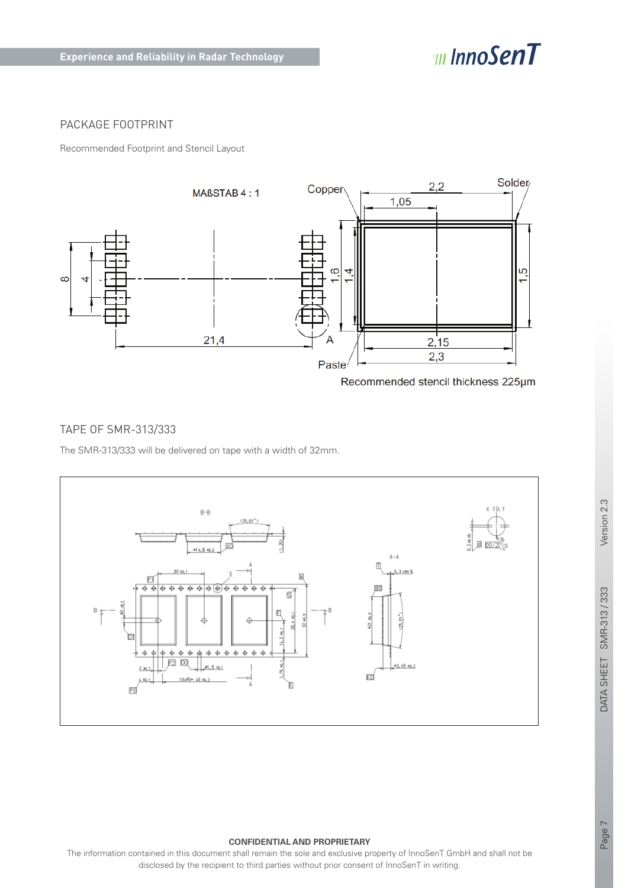## PACKAGE FOOTPRINT

Recommended Footprint and Stencil Layout

MAßSTAB 4 : 1

Recommended stencil thickness 225µm

## TAPE OF SMR-313/333

The SMR-313/333 will be delivered on tape with a width of 32mm.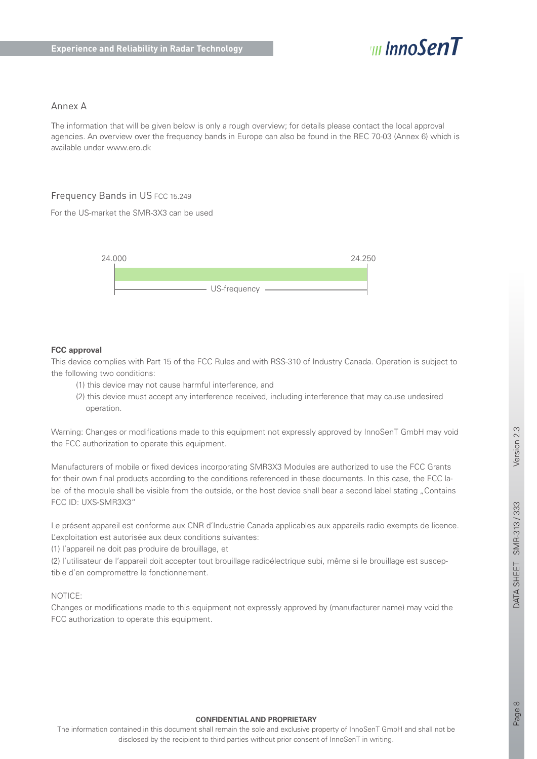## Annex A

The information that will be given below is only a rough overview; for details please contact the local approval agencies. An overview over the frequency bands in Europe can also be found in the REC 70-03 (Annex 6) which is available under www.ero.dk

### Frequency Bands in US FCC 15.249

For the US-market the SMR-3X3 can be used

24.000 — 24.250

US-frequency

**FCC approval**

This device complies with Part 15 of the FCC Rules and with RSS-310 of Industry Canada. Operation is subject to the following two conditions:

(1) this device may not cause harmful interference, and

(2) this device must accept any interference received, including interference that may cause undesired operation.

Warning: Changes or modifications made to this equipment not expressly approved by InnoSenT GmbH may void the FCC authorization to operate this equipment.

Manufacturers of mobile or fixed devices incorporating SMR3X3 Modules are authorized to use the FCC Grants for their own final products according to the conditions referenced in these documents. In this case, the FCC label of the module shall be visible from the outside, or the host device shall bear a second label stating „Contains FCC ID: UXS-SMR3X3"

Le présent appareil est conforme aux CNR d'Industrie Canada applicables aux appareils radio exempts de licence. L'exploitation est autorisée aux deux conditions suivantes:

(1) l'appareil ne doit pas produire de brouillage, et

(2) l'utilisateur de l'appareil doit accepter tout brouillage radioélectrique subi, même si le brouillage est susceptible d'en compromettre le fonctionnement.

NOTICE:

Changes or modifications made to this equipment not expressly approved by (manufacturer name) may void the FCC authorization to operate this equipment.

**CONFIDENTIAL AND PROPRIETARY**

The information contained in this document shall remain the sole and exclusive property of InnoSenT GmbH and shall not be disclosed by the recipient to third parties without prior consent of InnoSenT in writing.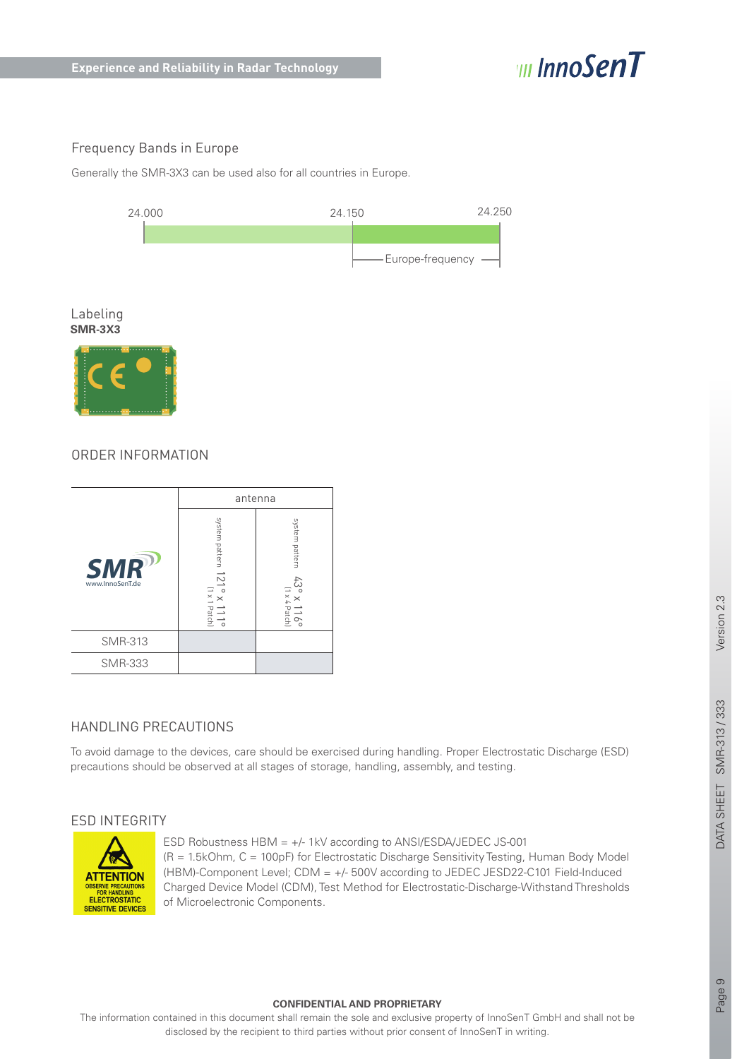## Frequency Bands in Europe

Generally the SMR-3X3 can be used also for all countries in Europe.

24.000 24.150 24.250

Europe-frequency

## Labeling

**SMR-3X3**

## ORDER INFORMATION

| | antenna | |
|---|---|---|
| | system pattern 121° x 111° [1 x 1 Patch] | system pattern 43° x 116° [1 x 4 Patch] |
| SMR-313 | ■ | |
| SMR-333 | | ■ |

## HANDLING PRECAUTIONS

To avoid damage to the devices, care should be exercised during handling. Proper Electrostatic Discharge (ESD) precautions should be observed at all stages of storage, handling, assembly, and testing.

## ESD INTEGRITY

ATTENTION
OBSERVE PRECAUTIONS FOR HANDLING ELECTROSTATIC SENSITIVE DEVICES

ESD Robustness HBM = +/- 1kV according to ANSI/ESDA/JEDEC JS-001 (R = 1.5kOhm, C = 100pF) for Electrostatic Discharge Sensitivity Testing, Human Body Model (HBM)-Component Level; CDM = +/- 500V according to JEDEC JESD22-C101 Field-Induced Charged Device Model (CDM), Test Method for Electrostatic-Discharge-Withstand Thresholds of Microelectronic Components.

**CONFIDENTIAL AND PROPRIETARY**

The information contained in this document shall remain the sole and exclusive property of InnoSenT GmbH and shall not be disclosed by the recipient to third parties without prior consent of InnoSenT in writing.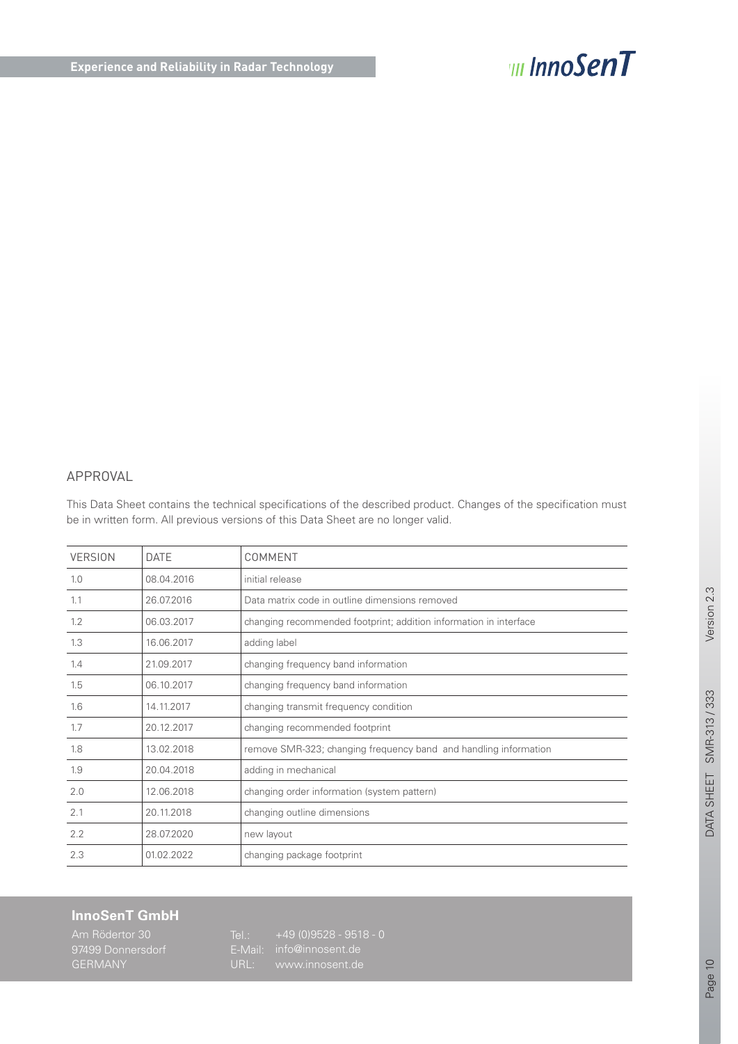## APPROVAL

This Data Sheet contains the technical specifications of the described product. Changes of the specification must be in written form. All previous versions of this Data Sheet are no longer valid.

| VERSION | DATE | COMMENT |
|---|---|---|
| 1.0 | 08.04.2016 | initial release |
| 1.1 | 26.07.2016 | Data matrix code in outline dimensions removed |
| 1.2 | 06.03.2017 | changing recommended footprint; addition information in interface |
| 1.3 | 16.06.2017 | adding label |
| 1.4 | 21.09.2017 | changing frequency band information |
| 1.5 | 06.10.2017 | changing frequency band information |
| 1.6 | 14.11.2017 | changing transmit frequency condition |
| 1.7 | 20.12.2017 | changing recommended footprint |
| 1.8 | 13.02.2018 | remove SMR-323; changing frequency band and handling information |
| 1.9 | 20.04.2018 | adding in mechanical |
| 2.0 | 12.06.2018 | changing order information (system pattern) |
| 2.1 | 20.11.2018 | changing outline dimensions |
| 2.2 | 28.07.2020 | new layout |
| 2.3 | 01.02.2022 | changing package footprint |

**InnoSenT GmbH**

Am Rödertor 30
97499 Donnersdorf
GERMANY

Tel.: +49 (0)9528 - 9518 - 0
E-Mail: info@innosent.de
URL: www.innosent.de